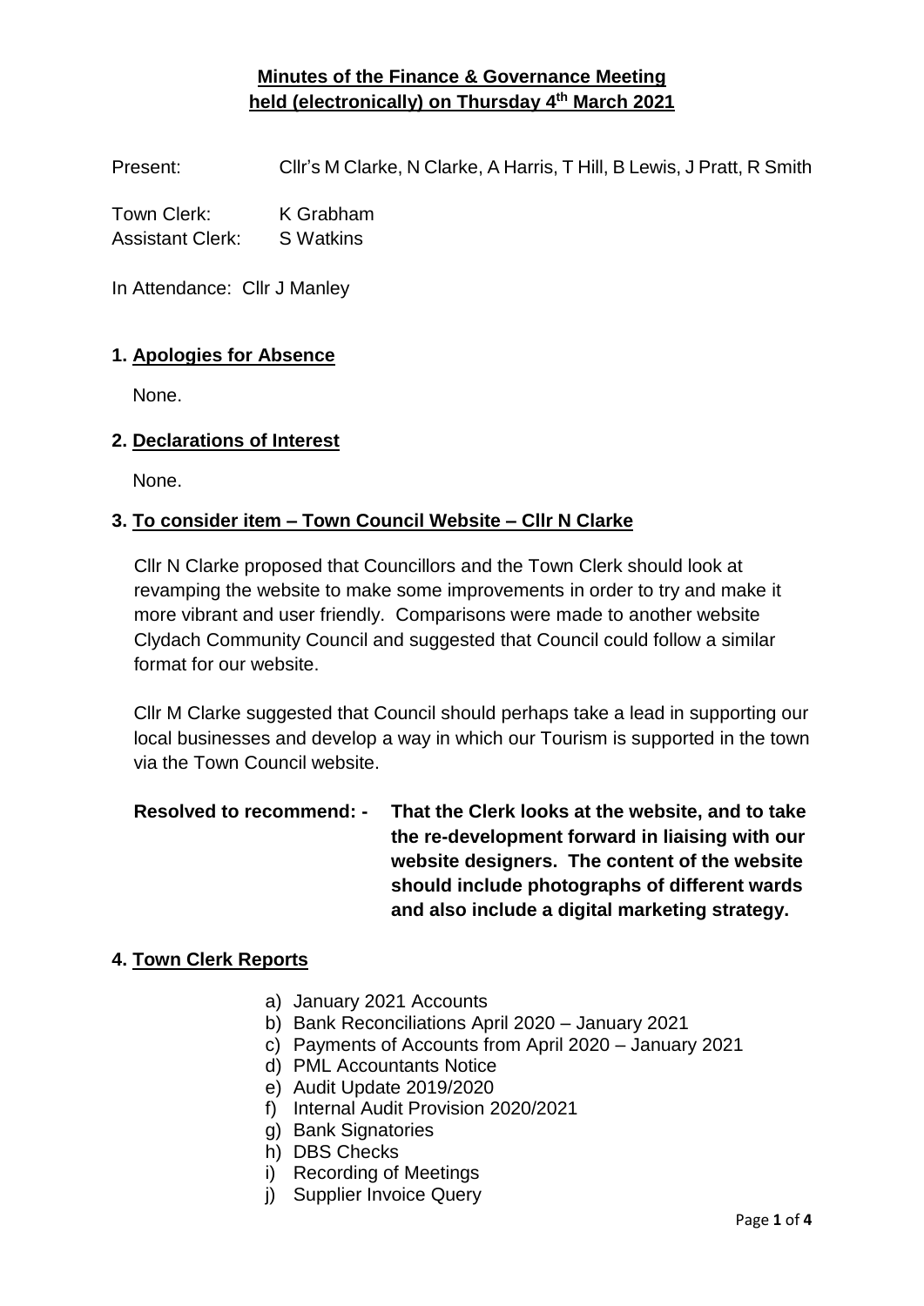# Minutes of the Finance & Governance Meeting held (electronically) on Thursday 4th March 2021

Present: Cllr's M Clarke, N Clarke, A Harris, T Hill, B Lewis, J Pratt, R Smith

Town Clerk: K Grabham
Assistant Clerk: S Watkins

In Attendance: Cllr J Manley

## 1. Apologies for Absence

None.

## 2. Declarations of Interest

None.

## 3. To consider item – Town Council Website – Cllr N Clarke

Cllr N Clarke proposed that Councillors and the Town Clerk should look at revamping the website to make some improvements in order to try and make it more vibrant and user friendly. Comparisons were made to another website Clydach Community Council and suggested that Council could follow a similar format for our website.

Cllr M Clarke suggested that Council should perhaps take a lead in supporting our local businesses and develop a way in which our Tourism is supported in the town via the Town Council website.

**Resolved to recommend: - That the Clerk looks at the website, and to take the re-development forward in liaising with our website designers. The content of the website should include photographs of different wards and also include a digital marketing strategy.**

## 4. Town Clerk Reports

a) January 2021 Accounts
b) Bank Reconciliations April 2020 – January 2021
c) Payments of Accounts from April 2020 – January 2021
d) PML Accountants Notice
e) Audit Update 2019/2020
f) Internal Audit Provision 2020/2021
g) Bank Signatories
h) DBS Checks
i) Recording of Meetings
j) Supplier Invoice Query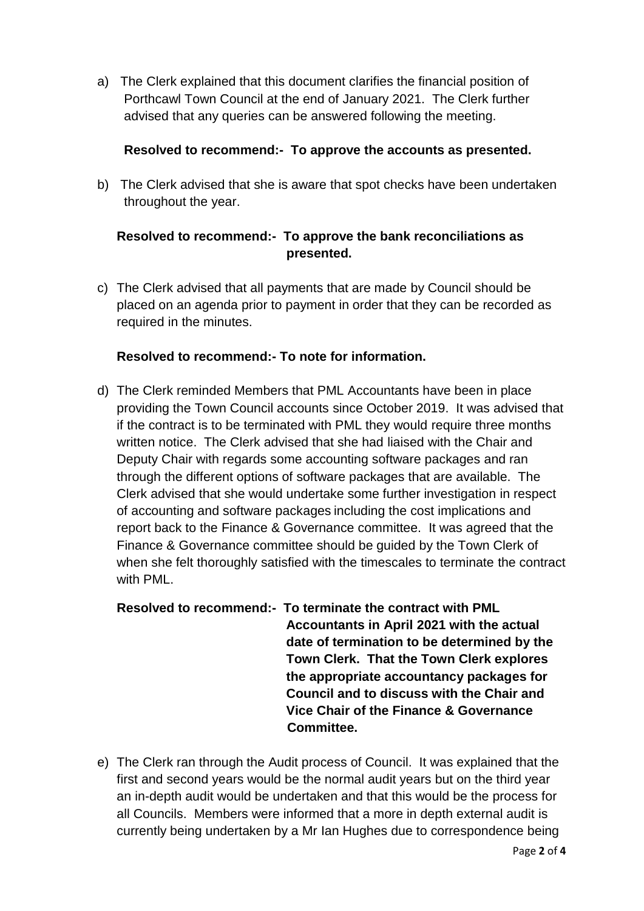a) The Clerk explained that this document clarifies the financial position of Porthcawl Town Council at the end of January 2021. The Clerk further advised that any queries can be answered following the meeting.

   **Resolved to recommend:- To approve the accounts as presented.**

b) The Clerk advised that she is aware that spot checks have been undertaken throughout the year.

   **Resolved to recommend:- To approve the bank reconciliations as presented.**

c) The Clerk advised that all payments that are made by Council should be placed on an agenda prior to payment in order that they can be recorded as required in the minutes.

   **Resolved to recommend:- To note for information.**

d) The Clerk reminded Members that PML Accountants have been in place providing the Town Council accounts since October 2019. It was advised that if the contract is to be terminated with PML they would require three months written notice. The Clerk advised that she had liaised with the Chair and Deputy Chair with regards some accounting software packages and ran through the different options of software packages that are available. The Clerk advised that she would undertake some further investigation in respect of accounting and software packages including the cost implications and report back to the Finance & Governance committee. It was agreed that the Finance & Governance committee should be guided by the Town Clerk of when she felt thoroughly satisfied with the timescales to terminate the contract with PML.

   **Resolved to recommend:- To terminate the contract with PML Accountants in April 2021 with the actual date of termination to be determined by the Town Clerk. That the Town Clerk explores the appropriate accountancy packages for Council and to discuss with the Chair and Vice Chair of the Finance & Governance Committee.**

e) The Clerk ran through the Audit process of Council. It was explained that the first and second years would be the normal audit years but on the third year an in-depth audit would be undertaken and that this would be the process for all Councils. Members were informed that a more in depth external audit is currently being undertaken by a Mr Ian Hughes due to correspondence being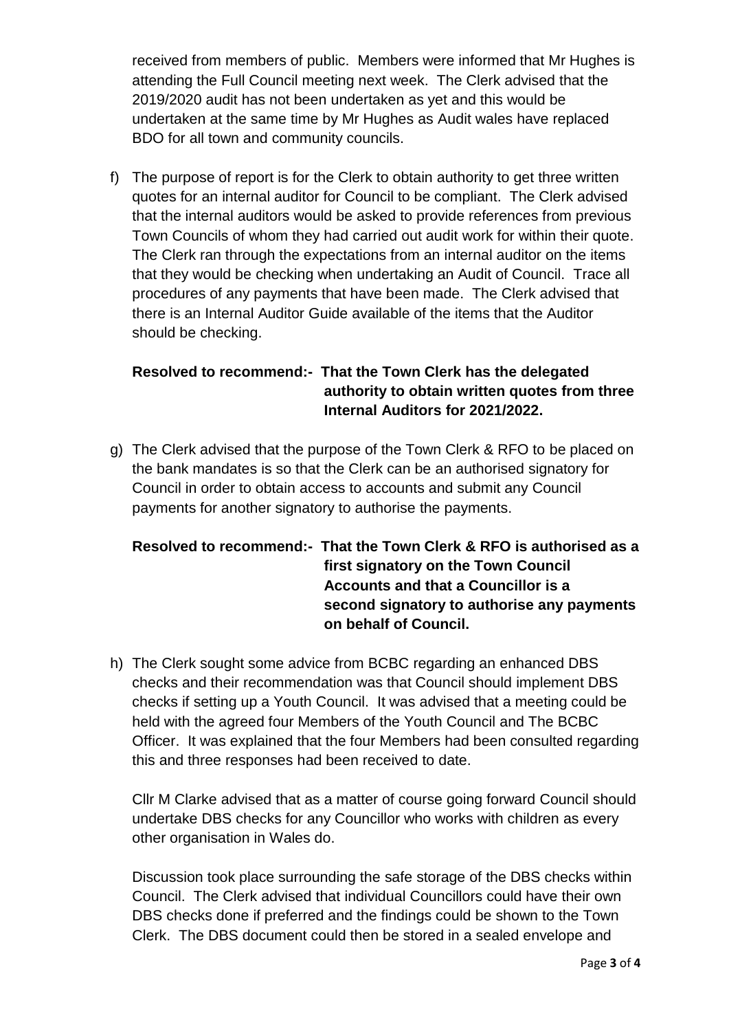received from members of public. Members were informed that Mr Hughes is attending the Full Council meeting next week. The Clerk advised that the 2019/2020 audit has not been undertaken as yet and this would be undertaken at the same time by Mr Hughes as Audit wales have replaced BDO for all town and community councils.

f) The purpose of report is for the Clerk to obtain authority to get three written quotes for an internal auditor for Council to be compliant. The Clerk advised that the internal auditors would be asked to provide references from previous Town Councils of whom they had carried out audit work for within their quote. The Clerk ran through the expectations from an internal auditor on the items that they would be checking when undertaking an Audit of Council. Trace all procedures of any payments that have been made. The Clerk advised that there is an Internal Auditor Guide available of the items that the Auditor should be checking.

   **Resolved to recommend:- That the Town Clerk has the delegated authority to obtain written quotes from three Internal Auditors for 2021/2022.**

g) The Clerk advised that the purpose of the Town Clerk & RFO to be placed on the bank mandates is so that the Clerk can be an authorised signatory for Council in order to obtain access to accounts and submit any Council payments for another signatory to authorise the payments.

   **Resolved to recommend:- That the Town Clerk & RFO is authorised as a first signatory on the Town Council Accounts and that a Councillor is a second signatory to authorise any payments on behalf of Council.**

h) The Clerk sought some advice from BCBC regarding an enhanced DBS checks and their recommendation was that Council should implement DBS checks if setting up a Youth Council. It was advised that a meeting could be held with the agreed four Members of the Youth Council and The BCBC Officer. It was explained that the four Members had been consulted regarding this and three responses had been received to date.

   Cllr M Clarke advised that as a matter of course going forward Council should undertake DBS checks for any Councillor who works with children as every other organisation in Wales do.

   Discussion took place surrounding the safe storage of the DBS checks within Council. The Clerk advised that individual Councillors could have their own DBS checks done if preferred and the findings could be shown to the Town Clerk. The DBS document could then be stored in a sealed envelope and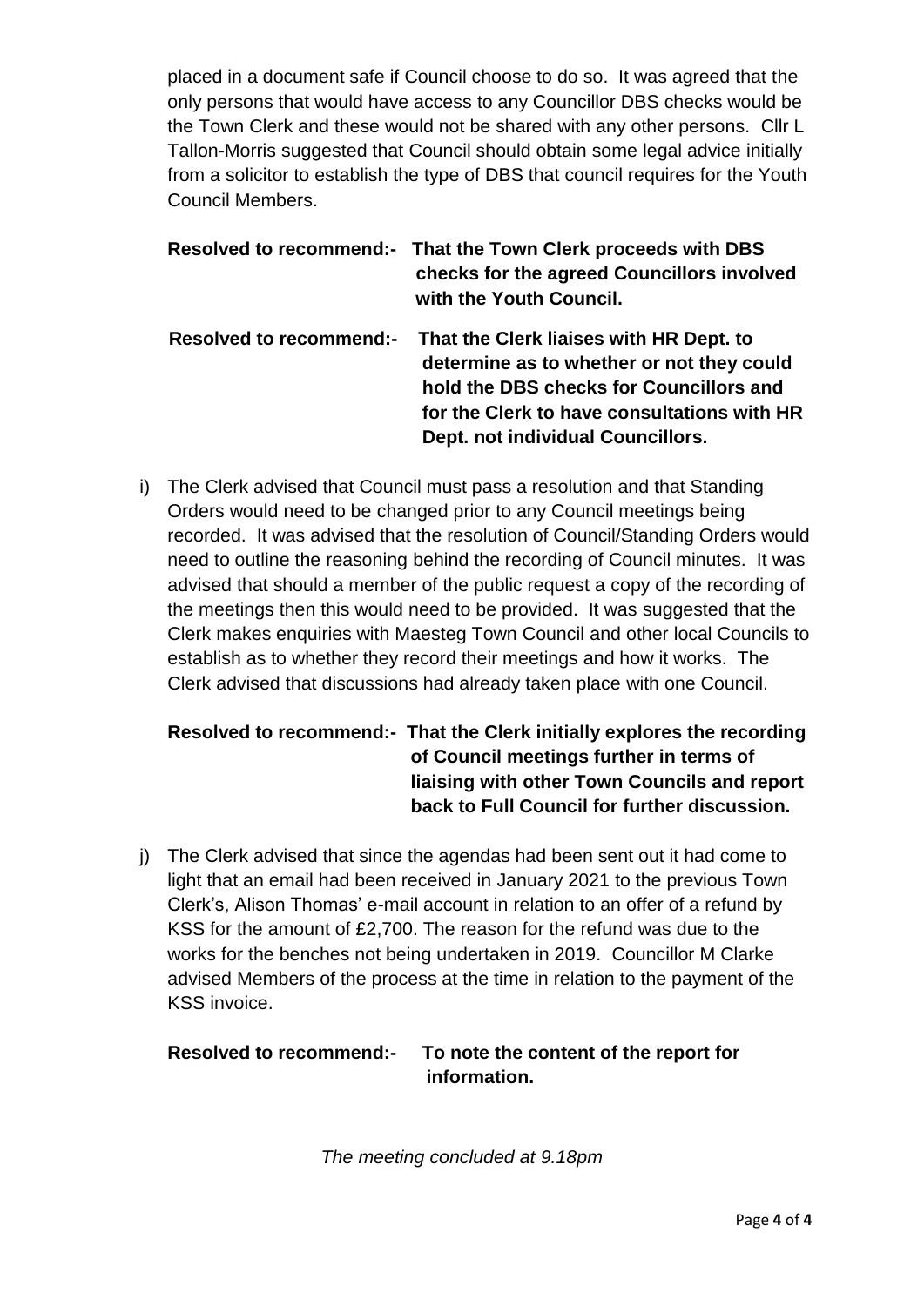placed in a document safe if Council choose to do so. It was agreed that the only persons that would have access to any Councillor DBS checks would be the Town Clerk and these would not be shared with any other persons. Cllr L Tallon-Morris suggested that Council should obtain some legal advice initially from a solicitor to establish the type of DBS that council requires for the Youth Council Members.

**Resolved to recommend:- That the Town Clerk proceeds with DBS checks for the agreed Councillors involved with the Youth Council.**

**Resolved to recommend:- That the Clerk liaises with HR Dept. to determine as to whether or not they could hold the DBS checks for Councillors and for the Clerk to have consultations with HR Dept. not individual Councillors.**

i) The Clerk advised that Council must pass a resolution and that Standing Orders would need to be changed prior to any Council meetings being recorded. It was advised that the resolution of Council/Standing Orders would need to outline the reasoning behind the recording of Council minutes. It was advised that should a member of the public request a copy of the recording of the meetings then this would need to be provided. It was suggested that the Clerk makes enquiries with Maesteg Town Council and other local Councils to establish as to whether they record their meetings and how it works. The Clerk advised that discussions had already taken place with one Council.

**Resolved to recommend:- That the Clerk initially explores the recording of Council meetings further in terms of liaising with other Town Councils and report back to Full Council for further discussion.**

j) The Clerk advised that since the agendas had been sent out it had come to light that an email had been received in January 2021 to the previous Town Clerk's, Alison Thomas' e-mail account in relation to an offer of a refund by KSS for the amount of £2,700. The reason for the refund was due to the works for the benches not being undertaken in 2019. Councillor M Clarke advised Members of the process at the time in relation to the payment of the KSS invoice.

**Resolved to recommend:- To note the content of the report for information.**

*The meeting concluded at 9.18pm*